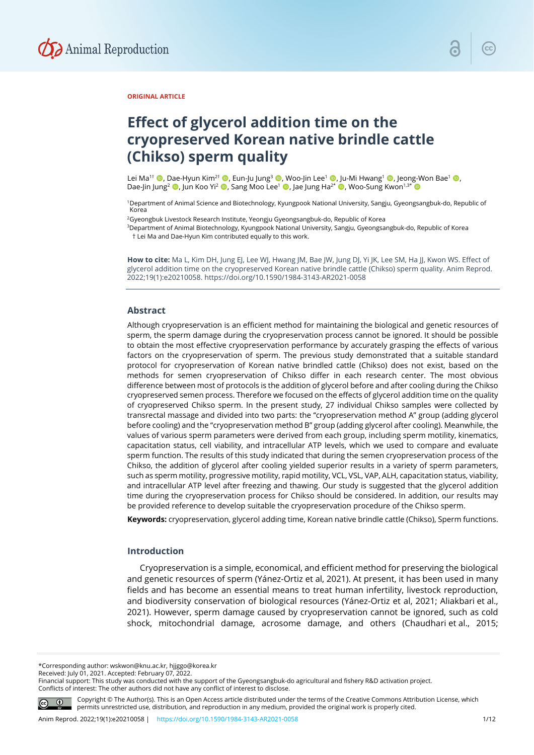ORIGINAL ARTICLE

# Effect of glycerol addition time on the cryopreserved Korean native brindle cattle (Chikso) sperm quality

Lei Ma[1†], Dae-Hyun Kim[2†], Eun-Ju Jung[3], Woo-Jin Lee[1], Ju-Mi Hwang[1], Jeong-Won Bae[1], Dae-Jin Jung[2], Jun Koo Yi[2], Sang Moo Lee[1], Jae Jung Ha[2*], Woo-Sung Kwon[1,3*]

[1]Department of Animal Science and Biotechnology, Kyungpook National University, Sangju, Gyeongsangbuk-do, Republic of Korea

[2]Gyeongbuk Livestock Research Institute, Yeongju Gyeongsangbuk-do, Republic of Korea

[3]Department of Animal Biotechnology, Kyungpook National University, Sangju, Gyeongsangbuk-do, Republic of Korea

† Lei Ma and Dae-Hyun Kim contributed equally to this work.

**How to cite:** Ma L, Kim DH, Jung EJ, Lee WJ, Hwang JM, Bae JW, Jung DJ, Yi JK, Lee SM, Ha JJ, Kwon WS. Effect of glycerol addition time on the cryopreserved Korean native brindle cattle (Chikso) sperm quality. Anim Reprod. 2022;19(1):e20210058. https://doi.org/10.1590/1984-3143-AR2021-0058

## Abstract

Although cryopreservation is an efficient method for maintaining the biological and genetic resources of sperm, the sperm damage during the cryopreservation process cannot be ignored. It should be possible to obtain the most effective cryopreservation performance by accurately grasping the effects of various factors on the cryopreservation of sperm. The previous study demonstrated that a suitable standard protocol for cryopreservation of Korean native brindled cattle (Chikso) does not exist, based on the methods for semen cryopreservation of Chikso differ in each research center. The most obvious difference between most of protocols is the addition of glycerol before and after cooling during the Chikso cryopreserved semen process. Therefore we focused on the effects of glycerol addition time on the quality of cryopreserved Chikso sperm. In the present study, 27 individual Chikso samples were collected by transrectal massage and divided into two parts: the "cryopreservation method A" group (adding glycerol before cooling) and the "cryopreservation method B" group (adding glycerol after cooling). Meanwhile, the values of various sperm parameters were derived from each group, including sperm motility, kinematics, capacitation status, cell viability, and intracellular ATP levels, which we used to compare and evaluate sperm function. The results of this study indicated that during the semen cryopreservation process of the Chikso, the addition of glycerol after cooling yielded superior results in a variety of sperm parameters, such as sperm motility, progressive motility, rapid motility, VCL, VSL, VAP, ALH, capacitation status, viability, and intracellular ATP level after freezing and thawing. Our study is suggested that the glycerol addition time during the cryopreservation process for Chikso should be considered. In addition, our results may be provided reference to develop suitable the cryopreservation procedure of the Chikso sperm.

**Keywords:** cryopreservation, glycerol adding time, Korean native brindle cattle (Chikso), Sperm functions.

## Introduction

Cryopreservation is a simple, economical, and efficient method for preserving the biological and genetic resources of sperm (Yánez-Ortiz et al, 2021). At present, it has been used in many fields and has become an essential means to treat human infertility, livestock reproduction, and biodiversity conservation of biological resources (Yánez-Ortiz et al, 2021; Aliakbari et al., 2021). However, sperm damage caused by cryopreservation cannot be ignored, such as cold shock, mitochondrial damage, acrosome damage, and others (Chaudhari et al., 2015;

*Corresponding author: wskwon@knu.ac.kr, hjjggo@korea.kr
Received: July 01, 2021. Accepted: February 07, 2022.
Financial support: This study was conducted with the support of the Gyeongsangbuk-do agricultural and fishery R&D activation project.
Conflicts of interest: The other authors did not have any conflict of interest to disclose.

Copyright © The Author(s). This is an Open Access article distributed under the terms of the Creative Commons Attribution License, which permits unrestricted use, distribution, and reproduction in any medium, provided the original work is properly cited.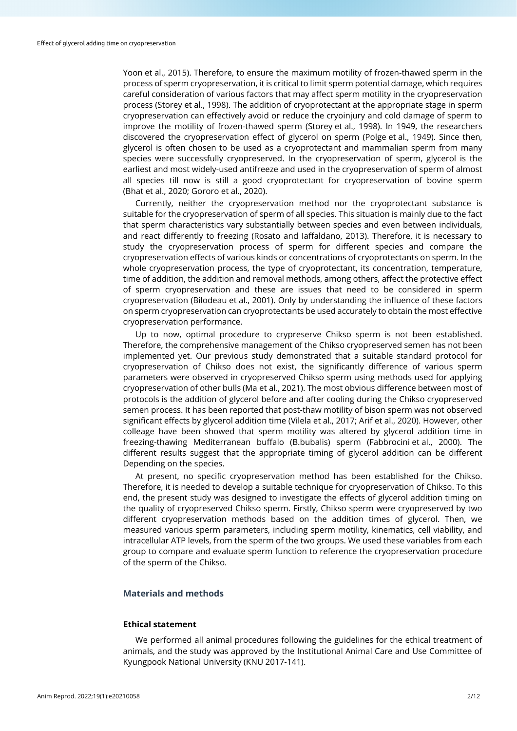Yoon et al., 2015). Therefore, to ensure the maximum motility of frozen-thawed sperm in the process of sperm cryopreservation, it is critical to limit sperm potential damage, which requires careful consideration of various factors that may affect sperm motility in the cryopreservation process (Storey et al., 1998). The addition of cryoprotectant at the appropriate stage in sperm cryopreservation can effectively avoid or reduce the cryoinjury and cold damage of sperm to improve the motility of frozen-thawed sperm (Storey et al., 1998). In 1949, the researchers discovered the cryopreservation effect of glycerol on sperm (Polge et al., 1949). Since then, glycerol is often chosen to be used as a cryoprotectant and mammalian sperm from many species were successfully cryopreserved. In the cryopreservation of sperm, glycerol is the earliest and most widely-used antifreeze and used in the cryopreservation of sperm of almost all species till now is still a good cryoprotectant for cryopreservation of bovine sperm (Bhat et al., 2020; Gororo et al., 2020).

Currently, neither the cryopreservation method nor the cryoprotectant substance is suitable for the cryopreservation of sperm of all species. This situation is mainly due to the fact that sperm characteristics vary substantially between species and even between individuals, and react differently to freezing (Rosato and Iaffaldano, 2013). Therefore, it is necessary to study the cryopreservation process of sperm for different species and compare the cryopreservation effects of various kinds or concentrations of cryoprotectants on sperm. In the whole cryopreservation process, the type of cryoprotectant, its concentration, temperature, time of addition, the addition and removal methods, among others, affect the protective effect of sperm cryopreservation and these are issues that need to be considered in sperm cryopreservation (Bilodeau et al., 2001). Only by understanding the influence of these factors on sperm cryopreservation can cryoprotectants be used accurately to obtain the most effective cryopreservation performance.

Up to now, optimal procedure to crypreserve Chikso sperm is not been established. Therefore, the comprehensive management of the Chikso cryopreserved semen has not been implemented yet. Our previous study demonstrated that a suitable standard protocol for cryopreservation of Chikso does not exist, the significantly difference of various sperm parameters were observed in cryopreserved Chikso sperm using methods used for applying cryopreservation of other bulls (Ma et al., 2021). The most obvious difference between most of protocols is the addition of glycerol before and after cooling during the Chikso cryopreserved semen process. It has been reported that post-thaw motility of bison sperm was not observed significant effects by glycerol addition time (Vilela et al., 2017; Arif et al., 2020). However, other colleage have been showed that sperm motility was altered by glycerol addition time in freezing-thawing Mediterranean buffalo (B.bubalis) sperm (Fabbrocini et al., 2000). The different results suggest that the appropriate timing of glycerol addition can be different Depending on the species.

At present, no specific cryopreservation method has been established for the Chikso. Therefore, it is needed to develop a suitable technique for cryopreservation of Chikso. To this end, the present study was designed to investigate the effects of glycerol addition timing on the quality of cryopreserved Chikso sperm. Firstly, Chikso sperm were cryopreserved by two different cryopreservation methods based on the addition times of glycerol. Then, we measured various sperm parameters, including sperm motility, kinematics, cell viability, and intracellular ATP levels, from the sperm of the two groups. We used these variables from each group to compare and evaluate sperm function to reference the cryopreservation procedure of the sperm of the Chikso.

## Materials and methods

### Ethical statement

We performed all animal procedures following the guidelines for the ethical treatment of animals, and the study was approved by the Institutional Animal Care and Use Committee of Kyungpook National University (KNU 2017-141).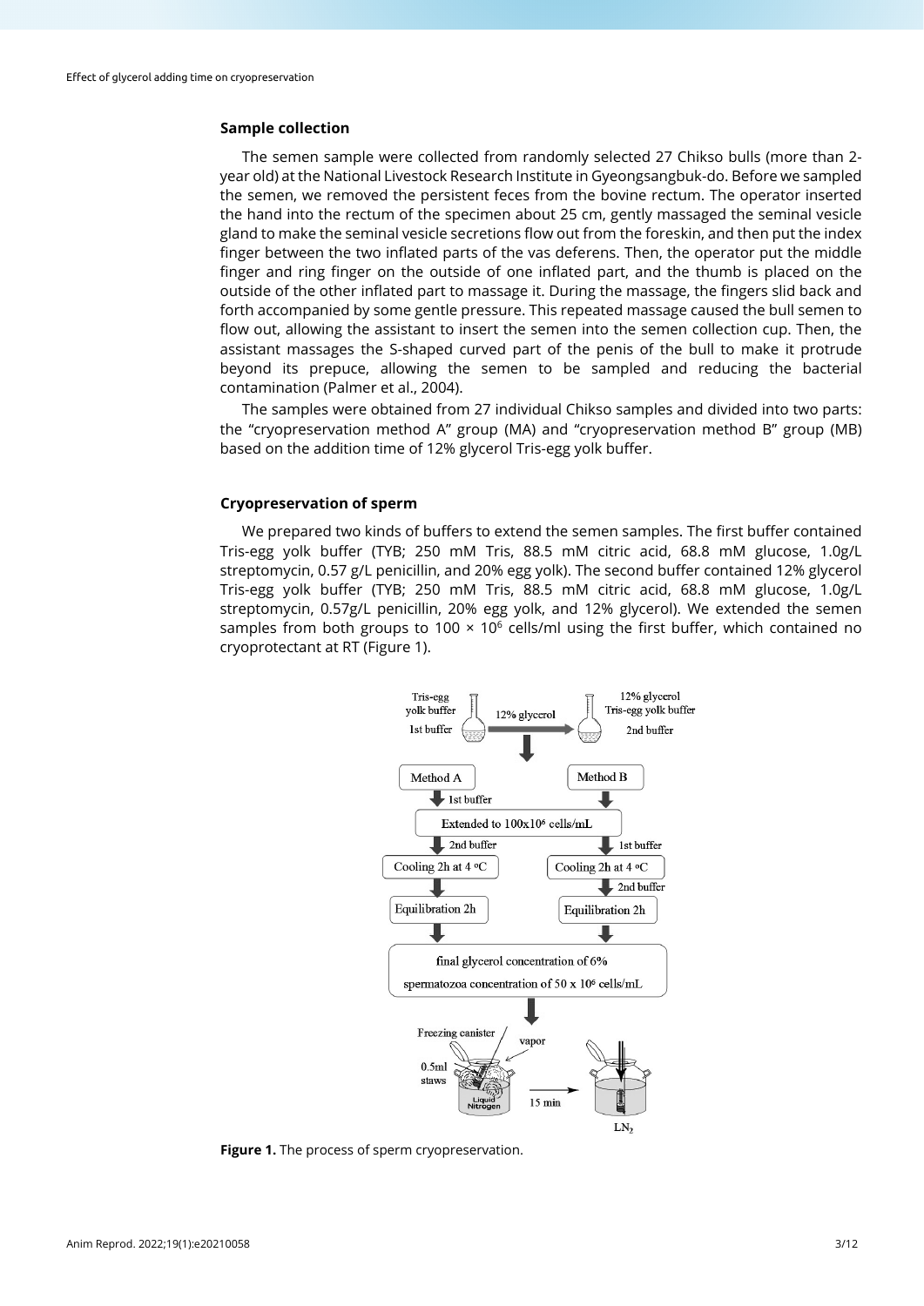### Sample collection

The semen sample were collected from randomly selected 27 Chikso bulls (more than 2-year old) at the National Livestock Research Institute in Gyeongsangbuk-do. Before we sampled the semen, we removed the persistent feces from the bovine rectum. The operator inserted the hand into the rectum of the specimen about 25 cm, gently massaged the seminal vesicle gland to make the seminal vesicle secretions flow out from the foreskin, and then put the index finger between the two inflated parts of the vas deferens. Then, the operator put the middle finger and ring finger on the outside of one inflated part, and the thumb is placed on the outside of the other inflated part to massage it. During the massage, the fingers slid back and forth accompanied by some gentle pressure. This repeated massage caused the bull semen to flow out, allowing the assistant to insert the semen into the semen collection cup. Then, the assistant massages the S-shaped curved part of the penis of the bull to make it protrude beyond its prepuce, allowing the semen to be sampled and reducing the bacterial contamination (Palmer et al., 2004).

The samples were obtained from 27 individual Chikso samples and divided into two parts: the "cryopreservation method A" group (MA) and "cryopreservation method B" group (MB) based on the addition time of 12% glycerol Tris-egg yolk buffer.

### Cryopreservation of sperm

We prepared two kinds of buffers to extend the semen samples. The first buffer contained Tris-egg yolk buffer (TYB; 250 mM Tris, 88.5 mM citric acid, 68.8 mM glucose, 1.0g/L streptomycin, 0.57 g/L penicillin, and 20% egg yolk). The second buffer contained 12% glycerol Tris-egg yolk buffer (TYB; 250 mM Tris, 88.5 mM citric acid, 68.8 mM glucose, 1.0g/L streptomycin, 0.57g/L penicillin, 20% egg yolk, and 12% glycerol). We extended the semen samples from both groups to $100 \times 10^6$ cells/ml using the first buffer, which contained no cryoprotectant at RT (Figure 1).

**Figure 1.** The process of sperm cryopreservation.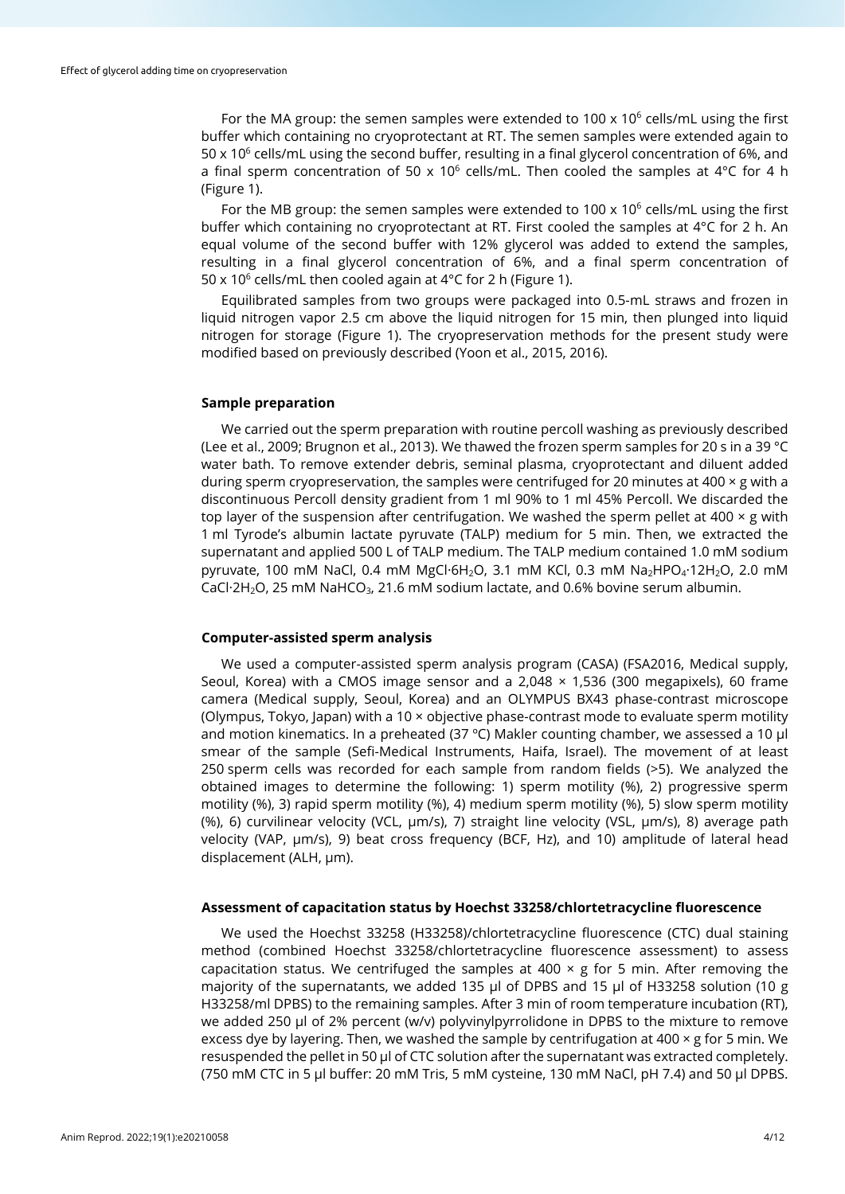For the MA group: the semen samples were extended to 100 x $10^6$ cells/mL using the first buffer which containing no cryoprotectant at RT. The semen samples were extended again to 50 x $10^6$ cells/mL using the second buffer, resulting in a final glycerol concentration of 6%, and a final sperm concentration of 50 x $10^6$ cells/mL. Then cooled the samples at 4°C for 4 h (Figure 1).

For the MB group: the semen samples were extended to 100 x $10^6$ cells/mL using the first buffer which containing no cryoprotectant at RT. First cooled the samples at 4°C for 2 h. An equal volume of the second buffer with 12% glycerol was added to extend the samples, resulting in a final glycerol concentration of 6%, and a final sperm concentration of 50 x $10^6$ cells/mL then cooled again at 4°C for 2 h (Figure 1).

Equilibrated samples from two groups were packaged into 0.5-mL straws and frozen in liquid nitrogen vapor 2.5 cm above the liquid nitrogen for 15 min, then plunged into liquid nitrogen for storage (Figure 1). The cryopreservation methods for the present study were modified based on previously described (Yoon et al., 2015, 2016).

### Sample preparation

We carried out the sperm preparation with routine percoll washing as previously described (Lee et al., 2009; Brugnon et al., 2013). We thawed the frozen sperm samples for 20 s in a 39 °C water bath. To remove extender debris, seminal plasma, cryoprotectant and diluent added during sperm cryopreservation, the samples were centrifuged for 20 minutes at 400 × g with a discontinuous Percoll density gradient from 1 ml 90% to 1 ml 45% Percoll. We discarded the top layer of the suspension after centrifugation. We washed the sperm pellet at 400 × g with 1 ml Tyrode's albumin lactate pyruvate (TALP) medium for 5 min. Then, we extracted the supernatant and applied 500 L of TALP medium. The TALP medium contained 1.0 mM sodium pyruvate, 100 mM NaCl, 0.4 mM $MgCl·6H_2O$, 3.1 mM KCl, 0.3 mM $Na_2HPO_4·12H_2O$, 2.0 mM $CaCl·2H_2O$, 25 mM $NaHCO_3$, 21.6 mM sodium lactate, and 0.6% bovine serum albumin.

### Computer-assisted sperm analysis

We used a computer-assisted sperm analysis program (CASA) (FSA2016, Medical supply, Seoul, Korea) with a CMOS image sensor and a 2,048 × 1,536 (300 megapixels), 60 frame camera (Medical supply, Seoul, Korea) and an OLYMPUS BX43 phase-contrast microscope (Olympus, Tokyo, Japan) with a 10 × objective phase-contrast mode to evaluate sperm motility and motion kinematics. In a preheated (37 ºC) Makler counting chamber, we assessed a 10 µl smear of the sample (Sefi-Medical Instruments, Haifa, Israel). The movement of at least 250 sperm cells was recorded for each sample from random fields (>5). We analyzed the obtained images to determine the following: 1) sperm motility (%), 2) progressive sperm motility (%), 3) rapid sperm motility (%), 4) medium sperm motility (%), 5) slow sperm motility (%), 6) curvilinear velocity (VCL, µm/s), 7) straight line velocity (VSL, µm/s), 8) average path velocity (VAP, µm/s), 9) beat cross frequency (BCF, Hz), and 10) amplitude of lateral head displacement (ALH, µm).

### Assessment of capacitation status by Hoechst 33258/chlortetracycline fluorescence

We used the Hoechst 33258 (H33258)/chlortetracycline fluorescence (CTC) dual staining method (combined Hoechst 33258/chlortetracycline fluorescence assessment) to assess capacitation status. We centrifuged the samples at 400 × g for 5 min. After removing the majority of the supernatants, we added 135 µl of DPBS and 15 µl of H33258 solution (10 g H33258/ml DPBS) to the remaining samples. After 3 min of room temperature incubation (RT), we added 250 µl of 2% percent (w/v) polyvinylpyrrolidone in DPBS to the mixture to remove excess dye by layering. Then, we washed the sample by centrifugation at 400 × g for 5 min. We resuspended the pellet in 50 µl of CTC solution after the supernatant was extracted completely. (750 mM CTC in 5 µl buffer: 20 mM Tris, 5 mM cysteine, 130 mM NaCl, pH 7.4) and 50 µl DPBS.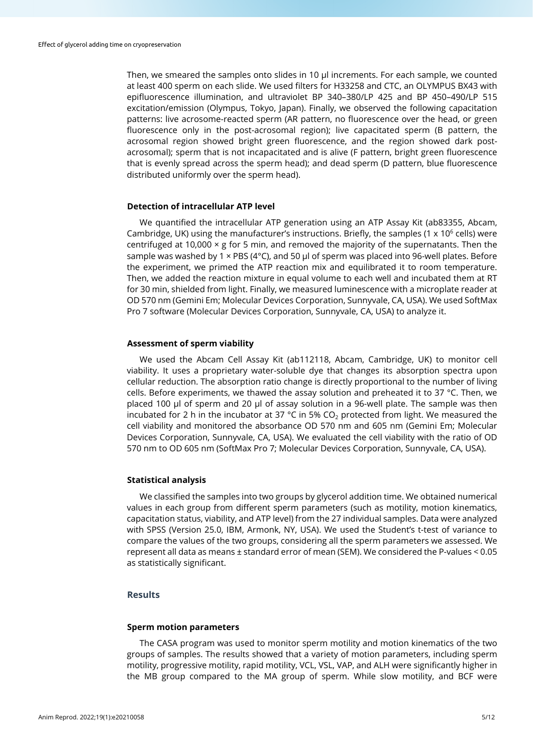Then, we smeared the samples onto slides in 10 μl increments. For each sample, we counted at least 400 sperm on each slide. We used filters for H33258 and CTC, an OLYMPUS BX43 with epifluorescence illumination, and ultraviolet BP 340–380/LP 425 and BP 450–490/LP 515 excitation/emission (Olympus, Tokyo, Japan). Finally, we observed the following capacitation patterns: live acrosome-reacted sperm (AR pattern, no fluorescence over the head, or green fluorescence only in the post-acrosomal region); live capacitated sperm (B pattern, the acrosomal region showed bright green fluorescence, and the region showed dark post-acrosomal); sperm that is not incapacitated and is alive (F pattern, bright green fluorescence that is evenly spread across the sperm head); and dead sperm (D pattern, blue fluorescence distributed uniformly over the sperm head).

### Detection of intracellular ATP level

We quantified the intracellular ATP generation using an ATP Assay Kit (ab83355, Abcam, Cambridge, UK) using the manufacturer's instructions. Briefly, the samples (1 x $10^6$ cells) were centrifuged at 10,000 × g for 5 min, and removed the majority of the supernatants. Then the sample was washed by 1 × PBS (4°C), and 50 μl of sperm was placed into 96-well plates. Before the experiment, we primed the ATP reaction mix and equilibrated it to room temperature. Then, we added the reaction mixture in equal volume to each well and incubated them at RT for 30 min, shielded from light. Finally, we measured luminescence with a microplate reader at OD 570 nm (Gemini Em; Molecular Devices Corporation, Sunnyvale, CA, USA). We used SoftMax Pro 7 software (Molecular Devices Corporation, Sunnyvale, CA, USA) to analyze it.

### Assessment of sperm viability

We used the Abcam Cell Assay Kit (ab112118, Abcam, Cambridge, UK) to monitor cell viability. It uses a proprietary water-soluble dye that changes its absorption spectra upon cellular reduction. The absorption ratio change is directly proportional to the number of living cells. Before experiments, we thawed the assay solution and preheated it to 37 °C. Then, we placed 100 μl of sperm and 20 μl of assay solution in a 96-well plate. The sample was then incubated for 2 h in the incubator at 37 °C in 5% $CO_2$ protected from light. We measured the cell viability and monitored the absorbance OD 570 nm and 605 nm (Gemini Em; Molecular Devices Corporation, Sunnyvale, CA, USA). We evaluated the cell viability with the ratio of OD 570 nm to OD 605 nm (SoftMax Pro 7; Molecular Devices Corporation, Sunnyvale, CA, USA).

### Statistical analysis

We classified the samples into two groups by glycerol addition time. We obtained numerical values in each group from different sperm parameters (such as motility, motion kinematics, capacitation status, viability, and ATP level) from the 27 individual samples. Data were analyzed with SPSS (Version 25.0, IBM, Armonk, NY, USA). We used the Student's t-test of variance to compare the values of the two groups, considering all the sperm parameters we assessed. We represent all data as means ± standard error of mean (SEM). We considered the P-values < 0.05 as statistically significant.

## Results

### Sperm motion parameters

The CASA program was used to monitor sperm motility and motion kinematics of the two groups of samples. The results showed that a variety of motion parameters, including sperm motility, progressive motility, rapid motility, VCL, VSL, VAP, and ALH were significantly higher in the MB group compared to the MA group of sperm. While slow motility, and BCF were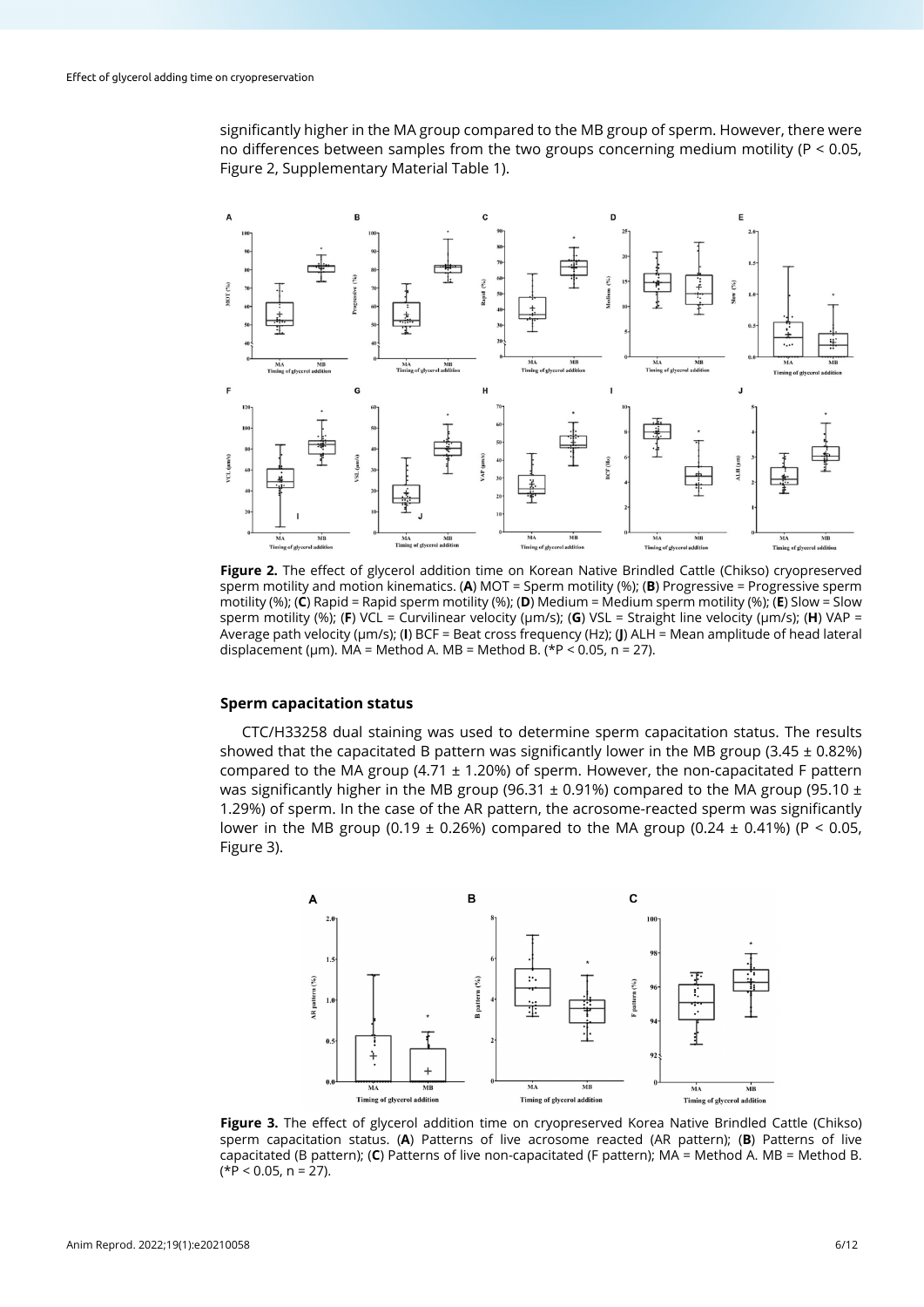significantly higher in the MA group compared to the MB group of sperm. However, there were no differences between samples from the two groups concerning medium motility (P < 0.05, Figure 2, Supplementary Material Table 1).

**Figure 2.** The effect of glycerol addition time on Korean Native Brindled Cattle (Chikso) cryopreserved sperm motility and motion kinematics. (**A**) MOT = Sperm motility (%); (**B**) Progressive = Progressive sperm motility (%); (**C**) Rapid = Rapid sperm motility (%); (**D**) Medium = Medium sperm motility (%); (**E**) Slow = Slow sperm motility (%); (**F**) VCL = Curvilinear velocity (μm/s); (**G**) VSL = Straight line velocity (μm/s); (**H**) VAP = Average path velocity (μm/s); (**I**) BCF = Beat cross frequency (Hz); (**J**) ALH = Mean amplitude of head lateral displacement (μm). MA = Method A. MB = Method B. (*P < 0.05, n = 27).

### Sperm capacitation status

CTC/H33258 dual staining was used to determine sperm capacitation status. The results showed that the capacitated B pattern was significantly lower in the MB group (3.45 ± 0.82%) compared to the MA group (4.71 ± 1.20%) of sperm. However, the non-capacitated F pattern was significantly higher in the MB group (96.31 ± 0.91%) compared to the MA group (95.10 ± 1.29%) of sperm. In the case of the AR pattern, the acrosome-reacted sperm was significantly lower in the MB group (0.19 ± 0.26%) compared to the MA group (0.24 ± 0.41%) (P < 0.05, Figure 3).

**Figure 3.** The effect of glycerol addition time on cryopreserved Korea Native Brindled Cattle (Chikso) sperm capacitation status. (**A**) Patterns of live acrosome reacted (AR pattern); (**B**) Patterns of live capacitated (B pattern); (**C**) Patterns of live non-capacitated (F pattern); MA = Method A. MB = Method B. (*P < 0.05, n = 27).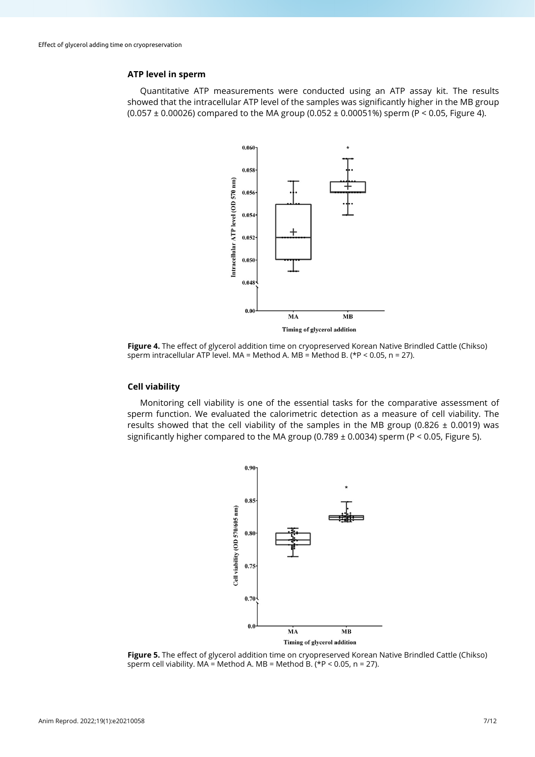### ATP level in sperm

Quantitative ATP measurements were conducted using an ATP assay kit. The results showed that the intracellular ATP level of the samples was significantly higher in the MB group (0.057 ± 0.00026) compared to the MA group (0.052 ± 0.00051%) sperm ($P < 0.05$, Figure 4).

**Figure 4.** The effect of glycerol addition time on cryopreserved Korean Native Brindled Cattle (Chikso) sperm intracellular ATP level. MA = Method A. MB = Method B. (*$P < 0.05$, n = 27).

### Cell viability

Monitoring cell viability is one of the essential tasks for the comparative assessment of sperm function. We evaluated the calorimetric detection as a measure of cell viability. The results showed that the cell viability of the samples in the MB group (0.826 ± 0.0019) was significantly higher compared to the MA group (0.789 ± 0.0034) sperm ($P < 0.05$, Figure 5).

**Figure 5.** The effect of glycerol addition time on cryopreserved Korean Native Brindled Cattle (Chikso) sperm cell viability. MA = Method A. MB = Method B. (*$P < 0.05$, n = 27).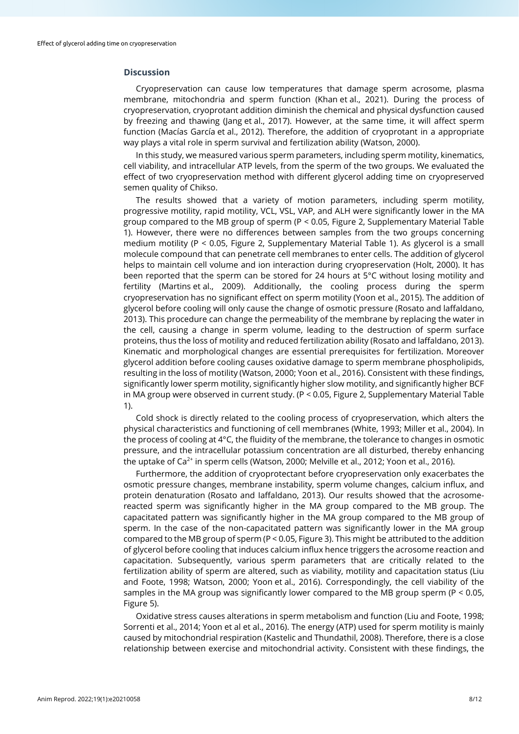## Discussion

Cryopreservation can cause low temperatures that damage sperm acrosome, plasma membrane, mitochondria and sperm function (Khan et al., 2021). During the process of cryopreservation, cryoprotant addition diminish the chemical and physical dysfunction caused by freezing and thawing (Jang et al., 2017). However, at the same time, it will affect sperm function (Macías García et al., 2012). Therefore, the addition of cryoprotant in a appropriate way plays a vital role in sperm survival and fertilization ability (Watson, 2000).

In this study, we measured various sperm parameters, including sperm motility, kinematics, cell viability, and intracellular ATP levels, from the sperm of the two groups. We evaluated the effect of two cryopreservation method with different glycerol adding time on cryopreserved semen quality of Chikso.

The results showed that a variety of motion parameters, including sperm motility, progressive motility, rapid motility, VCL, VSL, VAP, and ALH were significantly lower in the MA group compared to the MB group of sperm ($P < 0.05$, Figure 2, Supplementary Material Table 1). However, there were no differences between samples from the two groups concerning medium motility ($P < 0.05$, Figure 2, Supplementary Material Table 1). As glycerol is a small molecule compound that can penetrate cell membranes to enter cells. The addition of glycerol helps to maintain cell volume and ion interaction during cryopreservation (Holt, 2000). It has been reported that the sperm can be stored for 24 hours at 5°C without losing motility and fertility (Martins et al., 2009). Additionally, the cooling process during the sperm cryopreservation has no significant effect on sperm motility (Yoon et al., 2015). The addition of glycerol before cooling will only cause the change of osmotic pressure (Rosato and Iaffaldano, 2013). This procedure can change the permeability of the membrane by replacing the water in the cell, causing a change in sperm volume, leading to the destruction of sperm surface proteins, thus the loss of motility and reduced fertilization ability (Rosato and Iaffaldano, 2013). Kinematic and morphological changes are essential prerequisites for fertilization. Moreover glycerol addition before cooling causes oxidative damage to sperm membrane phospholipids, resulting in the loss of motility (Watson, 2000; Yoon et al., 2016). Consistent with these findings, significantly lower sperm motility, significantly higher slow motility, and significantly higher BCF in MA group were observed in current study. ($P < 0.05$, Figure 2, Supplementary Material Table 1).

Cold shock is directly related to the cooling process of cryopreservation, which alters the physical characteristics and functioning of cell membranes (White, 1993; Miller et al., 2004). In the process of cooling at 4°C, the fluidity of the membrane, the tolerance to changes in osmotic pressure, and the intracellular potassium concentration are all disturbed, thereby enhancing the uptake of $Ca^{2+}$ in sperm cells (Watson, 2000; Melville et al., 2012; Yoon et al., 2016).

Furthermore, the addition of cryoprotectant before cryopreservation only exacerbates the osmotic pressure changes, membrane instability, sperm volume changes, calcium influx, and protein denaturation (Rosato and Iaffaldano, 2013). Our results showed that the acrosome-reacted sperm was significantly higher in the MA group compared to the MB group. The capacitated pattern was significantly higher in the MA group compared to the MB group of sperm. In the case of the non-capacitated pattern was significantly lower in the MA group compared to the MB group of sperm ($P < 0.05$, Figure 3). This might be attributed to the addition of glycerol before cooling that induces calcium influx hence triggers the acrosome reaction and capacitation. Subsequently, various sperm parameters that are critically related to the fertilization ability of sperm are altered, such as viability, motility and capacitation status (Liu and Foote, 1998; Watson, 2000; Yoon et al., 2016). Correspondingly, the cell viability of the samples in the MA group was significantly lower compared to the MB group sperm ($P < 0.05$, Figure 5).

Oxidative stress causes alterations in sperm metabolism and function (Liu and Foote, 1998; Sorrenti et al., 2014; Yoon et al et al., 2016). The energy (ATP) used for sperm motility is mainly caused by mitochondrial respiration (Kastelic and Thundathil, 2008). Therefore, there is a close relationship between exercise and mitochondrial activity. Consistent with these findings, the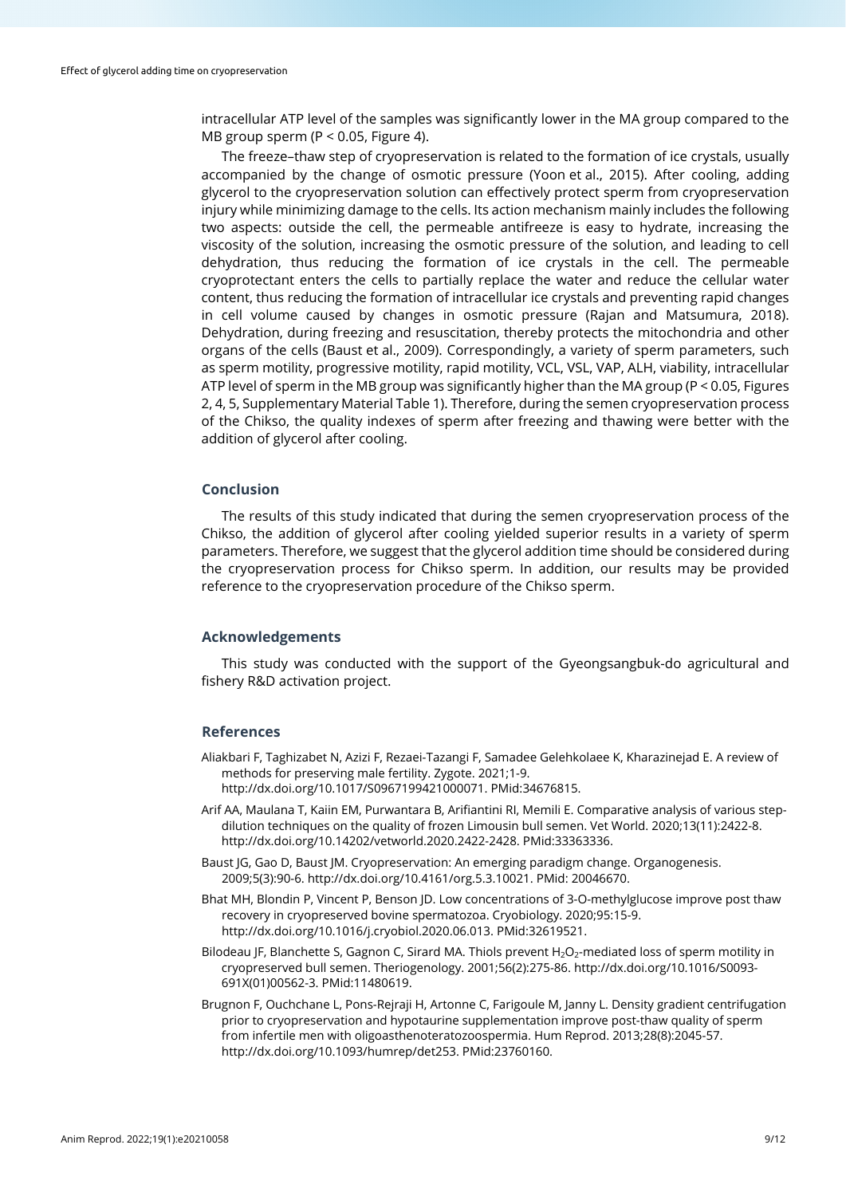intracellular ATP level of the samples was significantly lower in the MA group compared to the MB group sperm ($P < 0.05$, Figure 4).

The freeze–thaw step of cryopreservation is related to the formation of ice crystals, usually accompanied by the change of osmotic pressure (Yoon et al., 2015). After cooling, adding glycerol to the cryopreservation solution can effectively protect sperm from cryopreservation injury while minimizing damage to the cells. Its action mechanism mainly includes the following two aspects: outside the cell, the permeable antifreeze is easy to hydrate, increasing the viscosity of the solution, increasing the osmotic pressure of the solution, and leading to cell dehydration, thus reducing the formation of ice crystals in the cell. The permeable cryoprotectant enters the cells to partially replace the water and reduce the cellular water content, thus reducing the formation of intracellular ice crystals and preventing rapid changes in cell volume caused by changes in osmotic pressure (Rajan and Matsumura, 2018). Dehydration, during freezing and resuscitation, thereby protects the mitochondria and other organs of the cells (Baust et al., 2009). Correspondingly, a variety of sperm parameters, such as sperm motility, progressive motility, rapid motility, VCL, VSL, VAP, ALH, viability, intracellular ATP level of sperm in the MB group was significantly higher than the MA group ($P < 0.05$, Figures 2, 4, 5, Supplementary Material Table 1). Therefore, during the semen cryopreservation process of the Chikso, the quality indexes of sperm after freezing and thawing were better with the addition of glycerol after cooling.

## Conclusion

The results of this study indicated that during the semen cryopreservation process of the Chikso, the addition of glycerol after cooling yielded superior results in a variety of sperm parameters. Therefore, we suggest that the glycerol addition time should be considered during the cryopreservation process for Chikso sperm. In addition, our results may be provided reference to the cryopreservation procedure of the Chikso sperm.

## Acknowledgements

This study was conducted with the support of the Gyeongsangbuk-do agricultural and fishery R&D activation project.

## References

Aliakbari F, Taghizabet N, Azizi F, Rezaei-Tazangi F, Samadee Gelehkolaee K, Kharazinejad E. A review of methods for preserving male fertility. Zygote. 2021;1-9. http://dx.doi.org/10.1017/S0967199421000071. PMid:34676815.

Arif AA, Maulana T, Kaiin EM, Purwantara B, Arifiantini RI, Memili E. Comparative analysis of various step-dilution techniques on the quality of frozen Limousin bull semen. Vet World. 2020;13(11):2422-8. http://dx.doi.org/10.14202/vetworld.2020.2422-2428. PMid:33363336.

Baust JG, Gao D, Baust JM. Cryopreservation: An emerging paradigm change. Organogenesis. 2009;5(3):90-6. http://dx.doi.org/10.4161/org.5.3.10021. PMid: 20046670.

Bhat MH, Blondin P, Vincent P, Benson JD. Low concentrations of 3-O-methylglucose improve post thaw recovery in cryopreserved bovine spermatozoa. Cryobiology. 2020;95:15-9. http://dx.doi.org/10.1016/j.cryobiol.2020.06.013. PMid:32619521.

Bilodeau JF, Blanchette S, Gagnon C, Sirard MA. Thiols prevent $H_2O_2$-mediated loss of sperm motility in cryopreserved bull semen. Theriogenology. 2001;56(2):275-86. http://dx.doi.org/10.1016/S0093-691X(01)00562-3. PMid:11480619.

Brugnon F, Ouchchane L, Pons-Rejraji H, Artonne C, Farigoule M, Janny L. Density gradient centrifugation prior to cryopreservation and hypotaurine supplementation improve post-thaw quality of sperm from infertile men with oligoasthenoteratozoospermia. Hum Reprod. 2013;28(8):2045-57. http://dx.doi.org/10.1093/humrep/det253. PMid:23760160.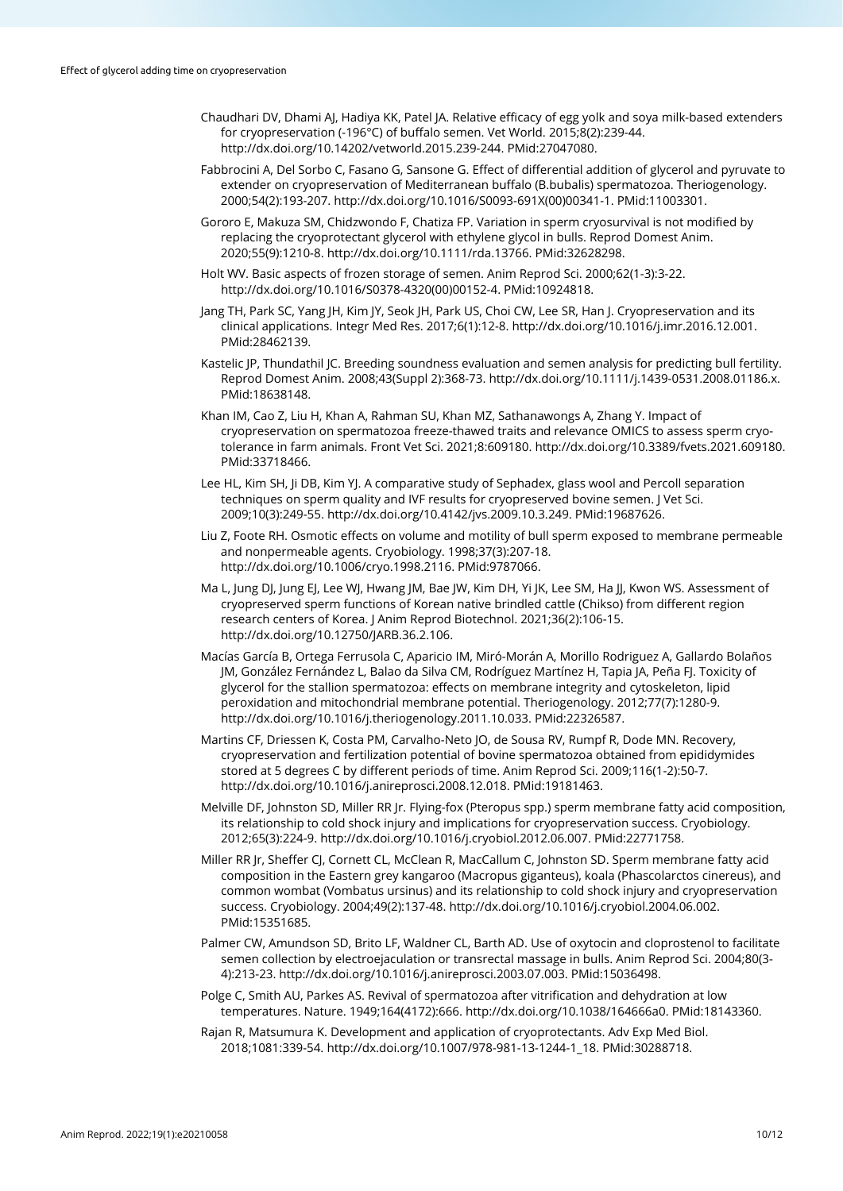Chaudhari DV, Dhami AJ, Hadiya KK, Patel JA. Relative efficacy of egg yolk and soya milk-based extenders for cryopreservation (-196°C) of buffalo semen. Vet World. 2015;8(2):239-44. http://dx.doi.org/10.14202/vetworld.2015.239-244. PMid:27047080.

Fabbrocini A, Del Sorbo C, Fasano G, Sansone G. Effect of differential addition of glycerol and pyruvate to extender on cryopreservation of Mediterranean buffalo (B.bubalis) spermatozoa. Theriogenology. 2000;54(2):193-207. http://dx.doi.org/10.1016/S0093-691X(00)00341-1. PMid:11003301.

Gororo E, Makuza SM, Chidzwondo F, Chatiza FP. Variation in sperm cryosurvival is not modified by replacing the cryoprotectant glycerol with ethylene glycol in bulls. Reprod Domest Anim. 2020;55(9):1210-8. http://dx.doi.org/10.1111/rda.13766. PMid:32628298.

Holt WV. Basic aspects of frozen storage of semen. Anim Reprod Sci. 2000;62(1-3):3-22. http://dx.doi.org/10.1016/S0378-4320(00)00152-4. PMid:10924818.

Jang TH, Park SC, Yang JH, Kim JY, Seok JH, Park US, Choi CW, Lee SR, Han J. Cryopreservation and its clinical applications. Integr Med Res. 2017;6(1):12-8. http://dx.doi.org/10.1016/j.imr.2016.12.001. PMid:28462139.

Kastelic JP, Thundathil JC. Breeding soundness evaluation and semen analysis for predicting bull fertility. Reprod Domest Anim. 2008;43(Suppl 2):368-73. http://dx.doi.org/10.1111/j.1439-0531.2008.01186.x. PMid:18638148.

Khan IM, Cao Z, Liu H, Khan A, Rahman SU, Khan MZ, Sathanawongs A, Zhang Y. Impact of cryopreservation on spermatozoa freeze-thawed traits and relevance OMICS to assess sperm cryo-tolerance in farm animals. Front Vet Sci. 2021;8:609180. http://dx.doi.org/10.3389/fvets.2021.609180. PMid:33718466.

Lee HL, Kim SH, Ji DB, Kim YJ. A comparative study of Sephadex, glass wool and Percoll separation techniques on sperm quality and IVF results for cryopreserved bovine semen. J Vet Sci. 2009;10(3):249-55. http://dx.doi.org/10.4142/jvs.2009.10.3.249. PMid:19687626.

Liu Z, Foote RH. Osmotic effects on volume and motility of bull sperm exposed to membrane permeable and nonpermeable agents. Cryobiology. 1998;37(3):207-18. http://dx.doi.org/10.1006/cryo.1998.2116. PMid:9787066.

Ma L, Jung DJ, Jung EJ, Lee WJ, Hwang JM, Bae JW, Kim DH, Yi JK, Lee SM, Ha JJ, Kwon WS. Assessment of cryopreserved sperm functions of Korean native brindled cattle (Chikso) from different region research centers of Korea. J Anim Reprod Biotechnol. 2021;36(2):106-15. http://dx.doi.org/10.12750/JARB.36.2.106.

Macías García B, Ortega Ferrusola C, Aparicio IM, Miró-Morán A, Morillo Rodriguez A, Gallardo Bolaños JM, González Fernández L, Balao da Silva CM, Rodríguez Martínez H, Tapia JA, Peña FJ. Toxicity of glycerol for the stallion spermatozoa: effects on membrane integrity and cytoskeleton, lipid peroxidation and mitochondrial membrane potential. Theriogenology. 2012;77(7):1280-9. http://dx.doi.org/10.1016/j.theriogenology.2011.10.033. PMid:22326587.

Martins CF, Driessen K, Costa PM, Carvalho-Neto JO, de Sousa RV, Rumpf R, Dode MN. Recovery, cryopreservation and fertilization potential of bovine spermatozoa obtained from epididymides stored at 5 degrees C by different periods of time. Anim Reprod Sci. 2009;116(1-2):50-7. http://dx.doi.org/10.1016/j.anireprosci.2008.12.018. PMid:19181463.

Melville DF, Johnston SD, Miller RR Jr. Flying-fox (Pteropus spp.) sperm membrane fatty acid composition, its relationship to cold shock injury and implications for cryopreservation success. Cryobiology. 2012;65(3):224-9. http://dx.doi.org/10.1016/j.cryobiol.2012.06.007. PMid:22771758.

Miller RR Jr, Sheffer CJ, Cornett CL, McClean R, MacCallum C, Johnston SD. Sperm membrane fatty acid composition in the Eastern grey kangaroo (Macropus giganteus), koala (Phascolarctos cinereus), and common wombat (Vombatus ursinus) and its relationship to cold shock injury and cryopreservation success. Cryobiology. 2004;49(2):137-48. http://dx.doi.org/10.1016/j.cryobiol.2004.06.002. PMid:15351685.

Palmer CW, Amundson SD, Brito LF, Waldner CL, Barth AD. Use of oxytocin and cloprostenol to facilitate semen collection by electroejaculation or transrectal massage in bulls. Anim Reprod Sci. 2004;80(3-4):213-23. http://dx.doi.org/10.1016/j.anireprosci.2003.07.003. PMid:15036498.

Polge C, Smith AU, Parkes AS. Revival of spermatozoa after vitrification and dehydration at low temperatures. Nature. 1949;164(4172):666. http://dx.doi.org/10.1038/164666a0. PMid:18143360.

Rajan R, Matsumura K. Development and application of cryoprotectants. Adv Exp Med Biol. 2018;1081:339-54. http://dx.doi.org/10.1007/978-981-13-1244-1_18. PMid:30288718.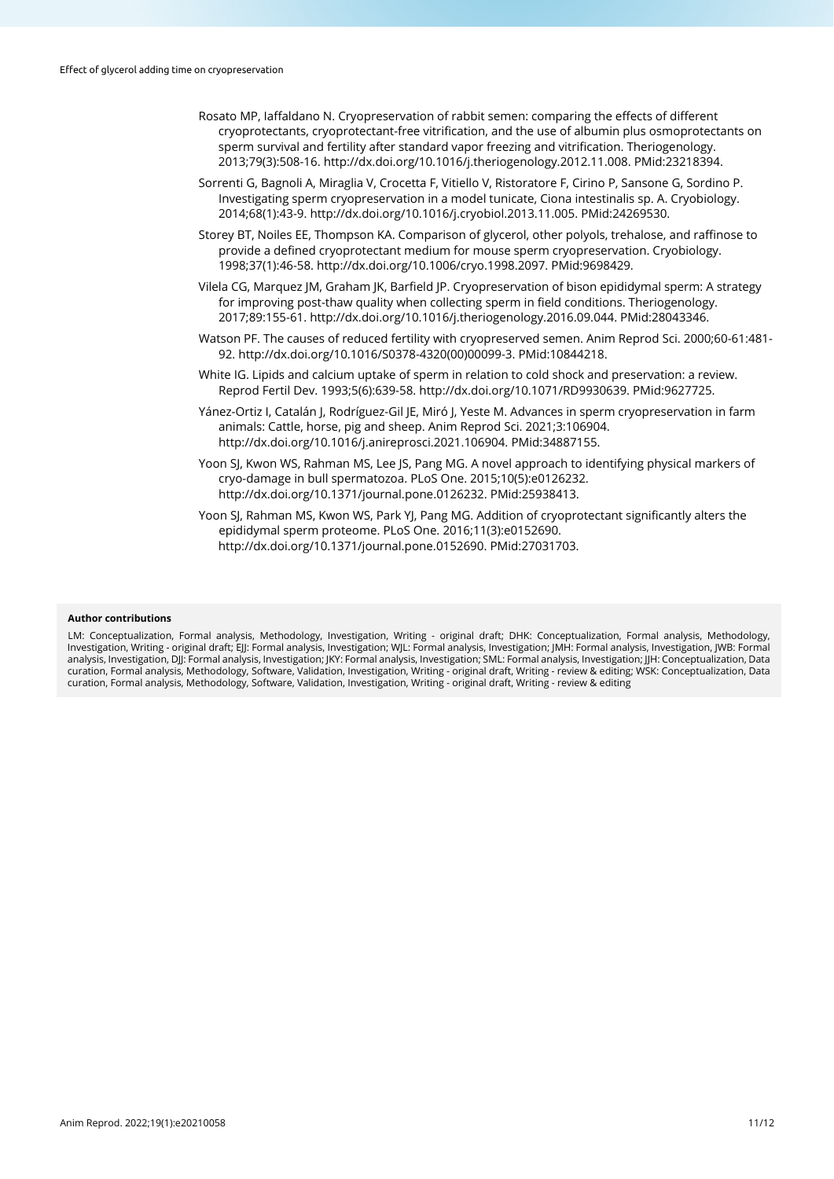Rosato MP, Iaffaldano N. Cryopreservation of rabbit semen: comparing the effects of different cryoprotectants, cryoprotectant-free vitrification, and the use of albumin plus osmoprotectants on sperm survival and fertility after standard vapor freezing and vitrification. Theriogenology. 2013;79(3):508-16. http://dx.doi.org/10.1016/j.theriogenology.2012.11.008. PMid:23218394.

Sorrenti G, Bagnoli A, Miraglia V, Crocetta F, Vitiello V, Ristoratore F, Cirino P, Sansone G, Sordino P. Investigating sperm cryopreservation in a model tunicate, Ciona intestinalis sp. A. Cryobiology. 2014;68(1):43-9. http://dx.doi.org/10.1016/j.cryobiol.2013.11.005. PMid:24269530.

Storey BT, Noiles EE, Thompson KA. Comparison of glycerol, other polyols, trehalose, and raffinose to provide a defined cryoprotectant medium for mouse sperm cryopreservation. Cryobiology. 1998;37(1):46-58. http://dx.doi.org/10.1006/cryo.1998.2097. PMid:9698429.

Vilela CG, Marquez JM, Graham JK, Barfield JP. Cryopreservation of bison epididymal sperm: A strategy for improving post-thaw quality when collecting sperm in field conditions. Theriogenology. 2017;89:155-61. http://dx.doi.org/10.1016/j.theriogenology.2016.09.044. PMid:28043346.

Watson PF. The causes of reduced fertility with cryopreserved semen. Anim Reprod Sci. 2000;60-61:481-92. http://dx.doi.org/10.1016/S0378-4320(00)00099-3. PMid:10844218.

White IG. Lipids and calcium uptake of sperm in relation to cold shock and preservation: a review. Reprod Fertil Dev. 1993;5(6):639-58. http://dx.doi.org/10.1071/RD9930639. PMid:9627725.

Yánez-Ortiz I, Catalán J, Rodríguez-Gil JE, Miró J, Yeste M. Advances in sperm cryopreservation in farm animals: Cattle, horse, pig and sheep. Anim Reprod Sci. 2021;3:106904. http://dx.doi.org/10.1016/j.anireprosci.2021.106904. PMid:34887155.

Yoon SJ, Kwon WS, Rahman MS, Lee JS, Pang MG. A novel approach to identifying physical markers of cryo-damage in bull spermatozoa. PLoS One. 2015;10(5):e0126232. http://dx.doi.org/10.1371/journal.pone.0126232. PMid:25938413.

Yoon SJ, Rahman MS, Kwon WS, Park YJ, Pang MG. Addition of cryoprotectant significantly alters the epididymal sperm proteome. PLoS One. 2016;11(3):e0152690. http://dx.doi.org/10.1371/journal.pone.0152690. PMid:27031703.

**Author contributions**

LM: Conceptualization, Formal analysis, Methodology, Investigation, Writing - original draft; DHK: Conceptualization, Formal analysis, Methodology, Investigation, Writing - original draft; EJJ: Formal analysis, Investigation; WJL: Formal analysis, Investigation; JMH: Formal analysis, Investigation, JWB: Formal analysis, Investigation, DJJ: Formal analysis, Investigation; JKY: Formal analysis, Investigation; SML: Formal analysis, Investigation; JJH: Conceptualization, Data curation, Formal analysis, Methodology, Software, Validation, Investigation, Writing - original draft, Writing - review & editing; WSK: Conceptualization, Data curation, Formal analysis, Methodology, Software, Validation, Investigation, Writing - original draft, Writing - review & editing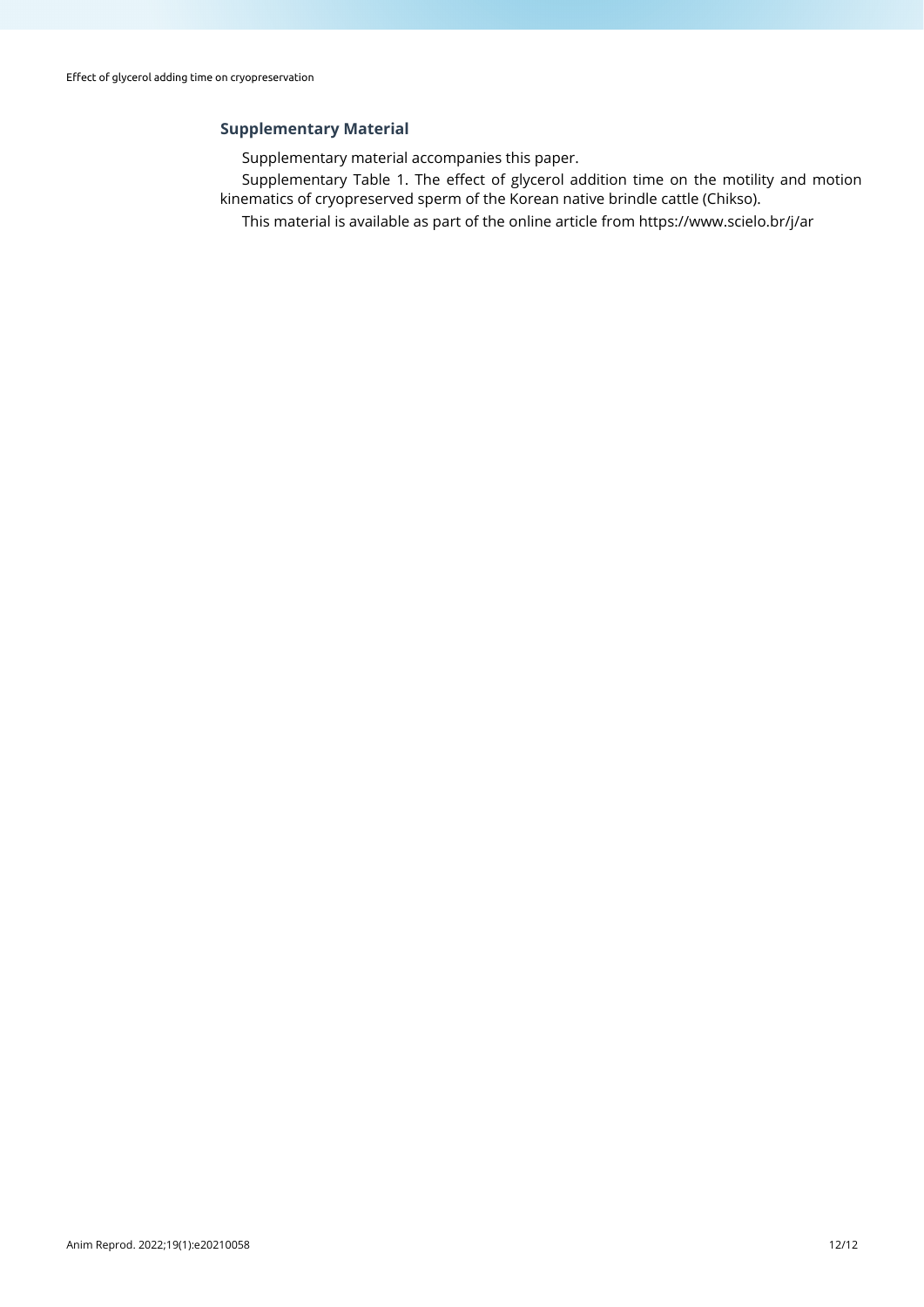## Supplementary Material

Supplementary material accompanies this paper.

Supplementary Table 1. The effect of glycerol addition time on the motility and motion kinematics of cryopreserved sperm of the Korean native brindle cattle (Chikso).

This material is available as part of the online article from https://www.scielo.br/j/ar